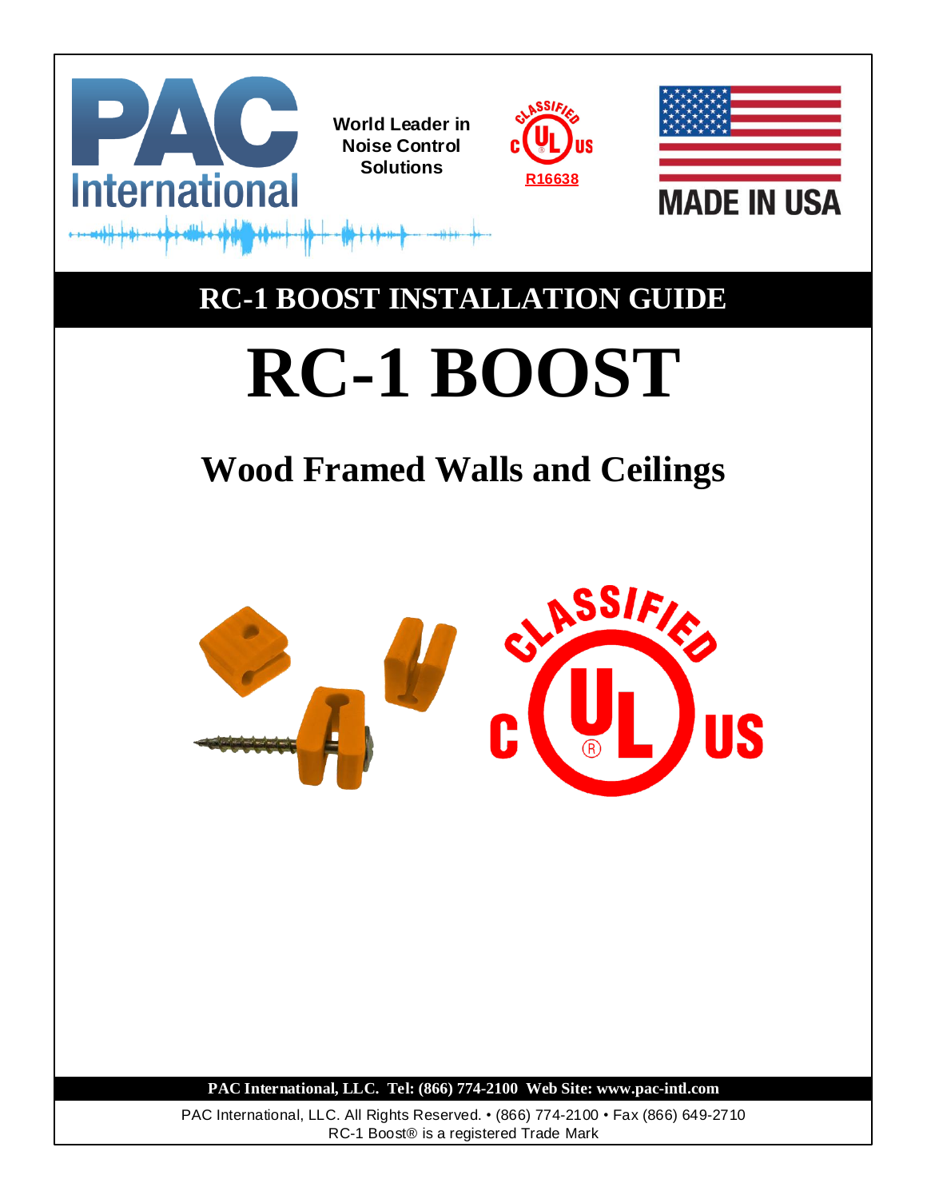PAC International

World Leader in Noise Control Solutions

R16638

MADE IN USA

# RC-1 BOOST INSTALLATION GUIDE

# RC-1 BOOST

## Wood Framed Walls and Ceilings

**PAC International, LLC. Tel: (866) 774-2100 Web Site: www.pac-intl.com**

PAC International, LLC. All Rights Reserved. • (866) 774-2100 • Fax (866) 649-2710
RC-1 Boost® is a registered Trade Mark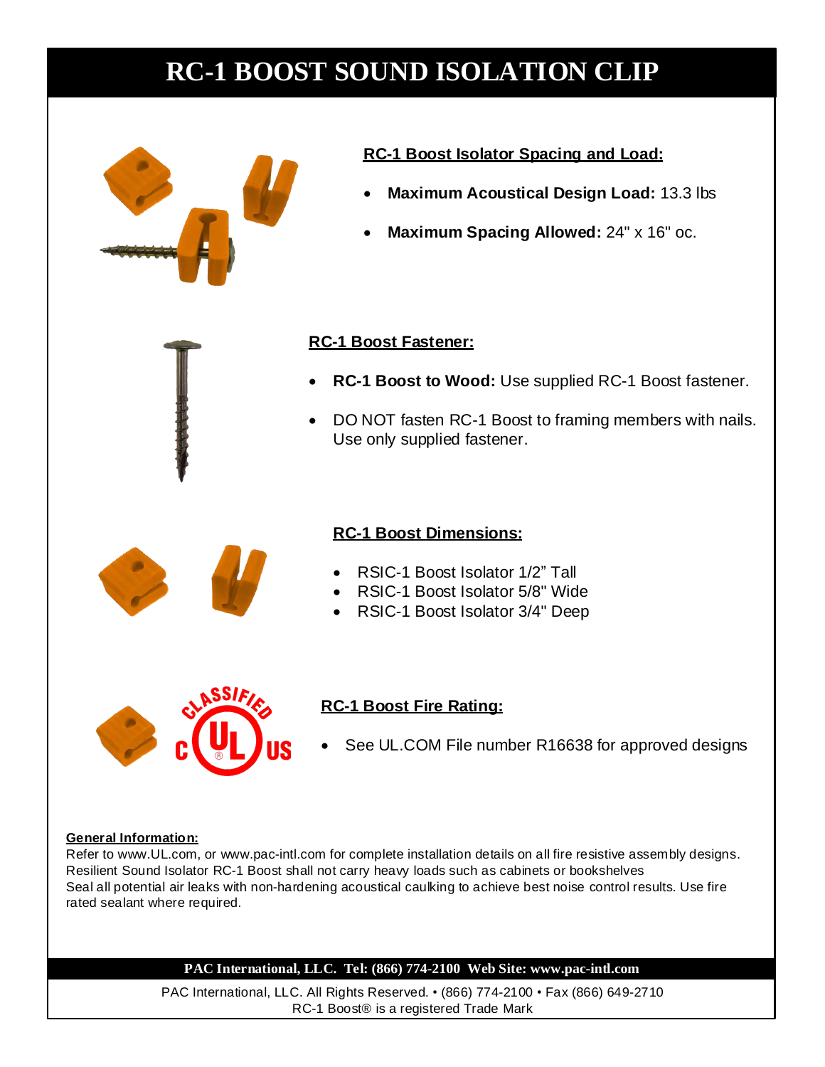# RC-1 BOOST SOUND ISOLATION CLIP

## RC-1 Boost Isolator Spacing and Load:

- **Maximum Acoustical Design Load:** 13.3 lbs
- **Maximum Spacing Allowed:** 24" x 16" oc.

## RC-1 Boost Fastener:

- **RC-1 Boost to Wood:** Use supplied RC-1 Boost fastener.
- DO NOT fasten RC-1 Boost to framing members with nails. Use only supplied fastener.

## RC-1 Boost Dimensions:

- RSIC-1 Boost Isolator 1/2" Tall
- RSIC-1 Boost Isolator 5/8" Wide
- RSIC-1 Boost Isolator 3/4" Deep

## RC-1 Boost Fire Rating:

- See UL.COM File number R16638 for approved designs

**General Information:**

Refer to www.UL.com, or www.pac-intl.com for complete installation details on all fire resistive assembly designs.
Resilient Sound Isolator RC-1 Boost shall not carry heavy loads such as cabinets or bookshelves
Seal all potential air leaks with non-hardening acoustical caulking to achieve best noise control results. Use fire rated sealant where required.

**PAC International, LLC. Tel: (866) 774-2100 Web Site: www.pac-intl.com**

PAC International, LLC. All Rights Reserved. • (866) 774-2100 • Fax (866) 649-2710
RC-1 Boost® is a registered Trade Mark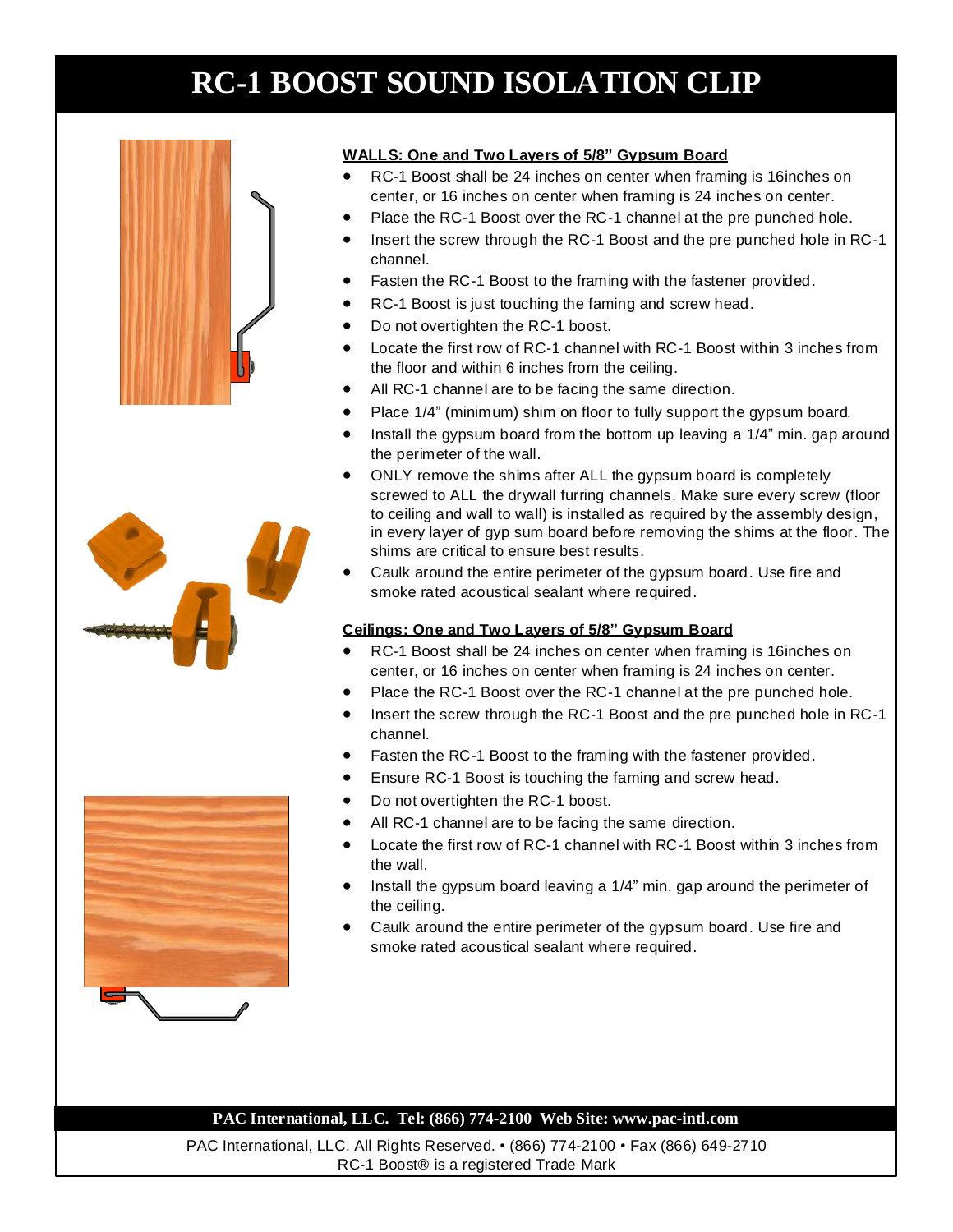# RC-1 BOOST SOUND ISOLATION CLIP

**WALLS: One and Two Layers of 5/8" Gypsum Board**

- RC-1 Boost shall be 24 inches on center when framing is 16inches on center, or 16 inches on center when framing is 24 inches on center.
- Place the RC-1 Boost over the RC-1 channel at the pre punched hole.
- Insert the screw through the RC-1 Boost and the pre punched hole in RC-1 channel.
- Fasten the RC-1 Boost to the framing with the fastener provided.
- RC-1 Boost is just touching the faming and screw head.
- Do not overtighten the RC-1 boost.
- Locate the first row of RC-1 channel with RC-1 Boost within 3 inches from the floor and within 6 inches from the ceiling.
- All RC-1 channel are to be facing the same direction.
- Place 1/4" (minimum) shim on floor to fully support the gypsum board.
- Install the gypsum board from the bottom up leaving a 1/4" min. gap around the perimeter of the wall.
- ONLY remove the shims after ALL the gypsum board is completely screwed to ALL the drywall furring channels. Make sure every screw (floor to ceiling and wall to wall) is installed as required by the assembly design, in every layer of gyp sum board before removing the shims at the floor. The shims are critical to ensure best results.
- Caulk around the entire perimeter of the gypsum board. Use fire and smoke rated acoustical sealant where required.

**Ceilings: One and Two Layers of 5/8" Gypsum Board**

- RC-1 Boost shall be 24 inches on center when framing is 16inches on center, or 16 inches on center when framing is 24 inches on center.
- Place the RC-1 Boost over the RC-1 channel at the pre punched hole.
- Insert the screw through the RC-1 Boost and the pre punched hole in RC-1 channel.
- Fasten the RC-1 Boost to the framing with the fastener provided.
- Ensure RC-1 Boost is touching the faming and screw head.
- Do not overtighten the RC-1 boost.
- All RC-1 channel are to be facing the same direction.
- Locate the first row of RC-1 channel with RC-1 Boost within 3 inches from the wall.
- Install the gypsum board leaving a 1/4" min. gap around the perimeter of the ceiling.
- Caulk around the entire perimeter of the gypsum board. Use fire and smoke rated acoustical sealant where required.

**PAC International, LLC. Tel: (866) 774-2100 Web Site: www.pac-intl.com**

PAC International, LLC. All Rights Reserved. • (866) 774-2100 • Fax (866) 649-2710
RC-1 Boost® is a registered Trade Mark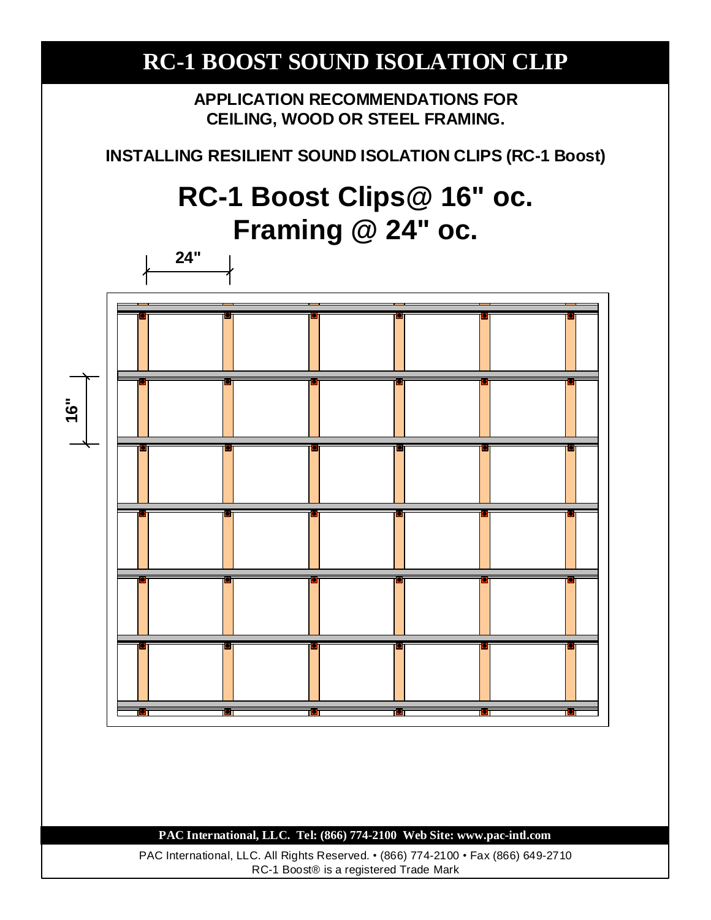# RC-1 BOOST SOUND ISOLATION CLIP

**APPLICATION RECOMMENDATIONS FOR CEILING, WOOD OR STEEL FRAMING.**

**INSTALLING RESILIENT SOUND ISOLATION CLIPS (RC-1 Boost)**

## RC-1 Boost Clips@ 16" oc.
## Framing @ 24" oc.

24"

16"

**PAC International, LLC. Tel: (866) 774-2100 Web Site: www.pac-intl.com**

PAC International, LLC. All Rights Reserved. • (866) 774-2100 • Fax (866) 649-2710
RC-1 Boost® is a registered Trade Mark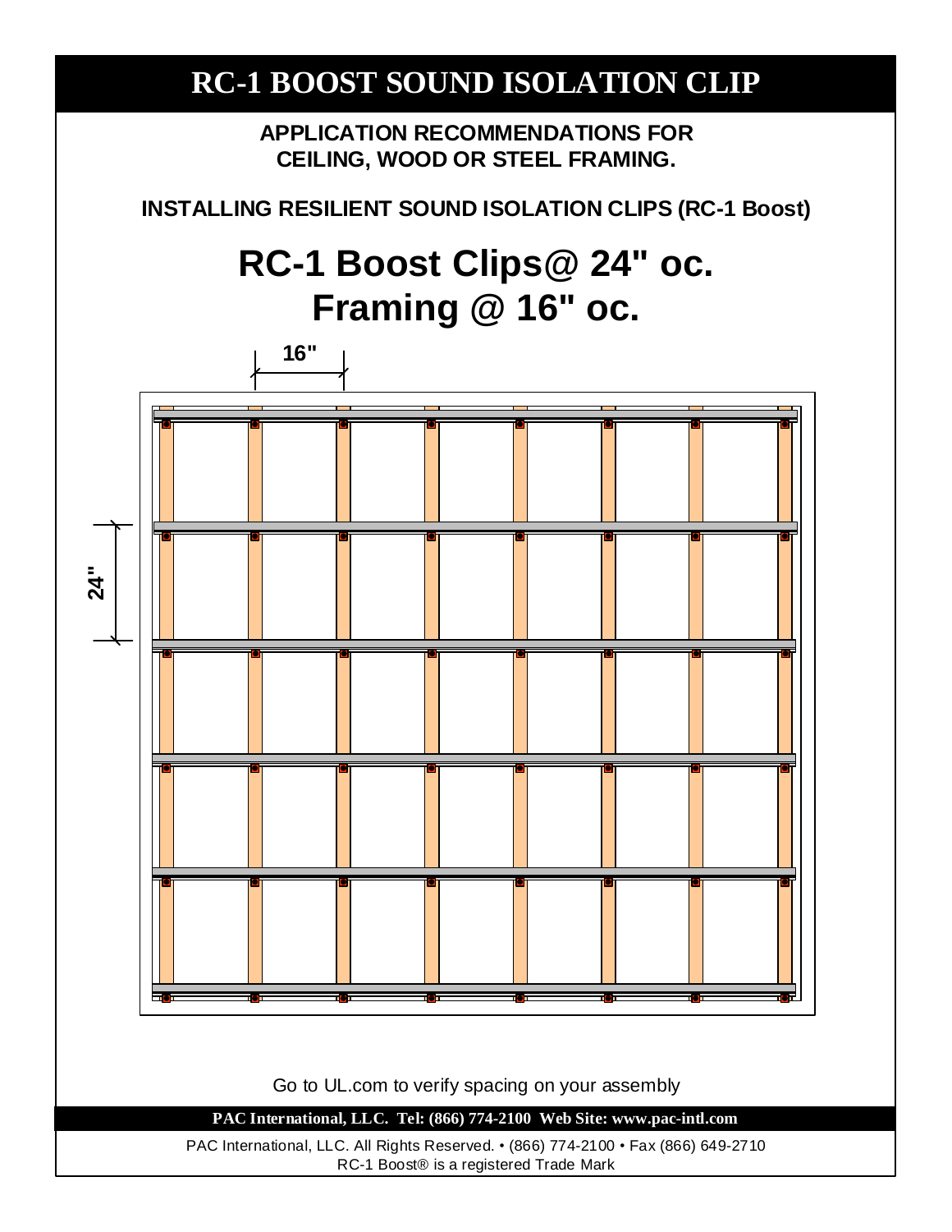# RC-1 BOOST SOUND ISOLATION CLIP

**APPLICATION RECOMMENDATIONS FOR CEILING, WOOD OR STEEL FRAMING.**

**INSTALLING RESILIENT SOUND ISOLATION CLIPS (RC-1 Boost)**

## RC-1 Boost Clips@ 24" oc.
## Framing @ 16" oc.

16"

24"

Go to UL.com to verify spacing on your assembly

**PAC International, LLC. Tel: (866) 774-2100 Web Site: www.pac-intl.com**

PAC International, LLC. All Rights Reserved. • (866) 774-2100 • Fax (866) 649-2710
RC-1 Boost® is a registered Trade Mark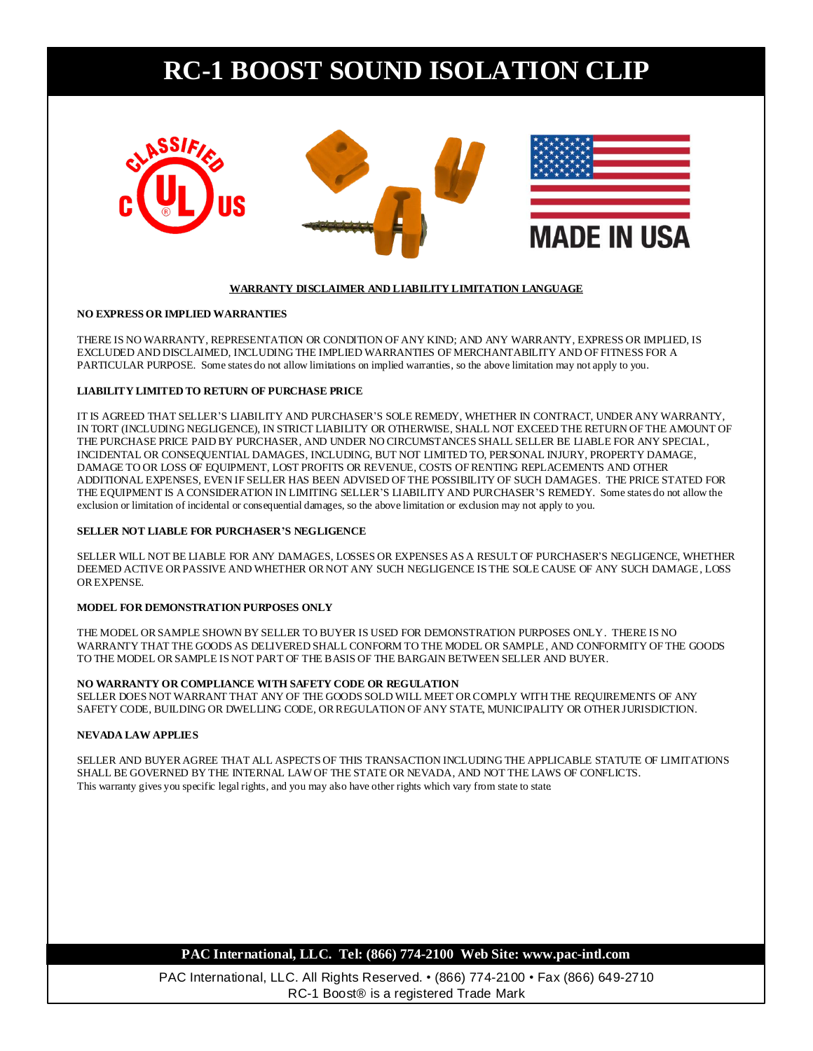# RC-1 BOOST SOUND ISOLATION CLIP

CLASSIFIED c UL US

MADE IN USA

## WARRANTY DISCLAIMER AND LIABILITY LIMITATION LANGUAGE

**NO EXPRESS OR IMPLIED WARRANTIES**

THERE IS NO WARRANTY, REPRESENTATION OR CONDITION OF ANY KIND; AND ANY WARRANTY, EXPRESS OR IMPLIED, IS EXCLUDED AND DISCLAIMED, INCLUDING THE IMPLIED WARRANTIES OF MERCHANTABILITY AND OF FITNESS FOR A PARTICULAR PURPOSE. Some states do not allow limitations on implied warranties, so the above limitation may not apply to you.

**LIABILITY LIMITED TO RETURN OF PURCHASE PRICE**

IT IS AGREED THAT SELLER'S LIABILITY AND PURCHASER'S SOLE REMEDY, WHETHER IN CONTRACT, UNDER ANY WARRANTY, IN TORT (INCLUDING NEGLIGENCE), IN STRICT LIABILITY OR OTHERWISE, SHALL NOT EXCEED THE RETURN OF THE AMOUNT OF THE PURCHASE PRICE PAID BY PURCHASER, AND UNDER NO CIRCUMSTANCES SHALL SELLER BE LIABLE FOR ANY SPECIAL, INCIDENTAL OR CONSEQUENTIAL DAMAGES, INCLUDING, BUT NOT LIMITED TO, PERSONAL INJURY, PROPERTY DAMAGE, DAMAGE TO OR LOSS OF EQUIPMENT, LOST PROFITS OR REVENUE, COSTS OF RENTING REPLACEMENTS AND OTHER ADDITIONAL EXPENSES, EVEN IF SELLER HAS BEEN ADVISED OF THE POSSIBILITY OF SUCH DAMAGES. THE PRICE STATED FOR THE EQUIPMENT IS A CONSIDERATION IN LIMITING SELLER'S LIABILITY AND PURCHASER'S REMEDY. Some states do not allow the exclusion or limitation of incidental or consequential damages, so the above limitation or exclusion may not apply to you.

**SELLER NOT LIABLE FOR PURCHASER'S NEGLIGENCE**

SELLER WILL NOT BE LIABLE FOR ANY DAMAGES, LOSSES OR EXPENSES AS A RESULT OF PURCHASER'S NEGLIGENCE, WHETHER DEEMED ACTIVE OR PASSIVE AND WHETHER OR NOT ANY SUCH NEGLIGENCE IS THE SOLE CAUSE OF ANY SUCH DAMAGE, LOSS OR EXPENSE.

**MODEL FOR DEMONSTRATION PURPOSES ONLY**

THE MODEL OR SAMPLE SHOWN BY SELLER TO BUYER IS USED FOR DEMONSTRATION PURPOSES ONLY. THERE IS NO WARRANTY THAT THE GOODS AS DELIVERED SHALL CONFORM TO THE MODEL OR SAMPLE, AND CONFORMITY OF THE GOODS TO THE MODEL OR SAMPLE IS NOT PART OF THE BASIS OF THE BARGAIN BETWEEN SELLER AND BUYER.

**NO WARRANTY OR COMPLIANCE WITH SAFETY CODE OR REGULATION**

SELLER DOES NOT WARRANT THAT ANY OF THE GOODS SOLD WILL MEET OR COMPLY WITH THE REQUIREMENTS OF ANY SAFETY CODE, BUILDING OR DWELLING CODE, OR REGULATION OF ANY STATE, MUNICIPALITY OR OTHER JURISDICTION.

**NEVADA LAW APPLIES**

SELLER AND BUYER AGREE THAT ALL ASPECTS OF THIS TRANSACTION INCLUDING THE APPLICABLE STATUTE OF LIMITATIONS SHALL BE GOVERNED BY THE INTERNAL LAW OF THE STATE OR NEVADA, AND NOT THE LAWS OF CONFLICTS.
This warranty gives you specific legal rights, and you may also have other rights which vary from state to state

**PAC International, LLC. Tel: (866) 774-2100 Web Site: www.pac-intl.com**

PAC International, LLC. All Rights Reserved. • (866) 774-2100 • Fax (866) 649-2710
RC-1 Boost® is a registered Trade Mark